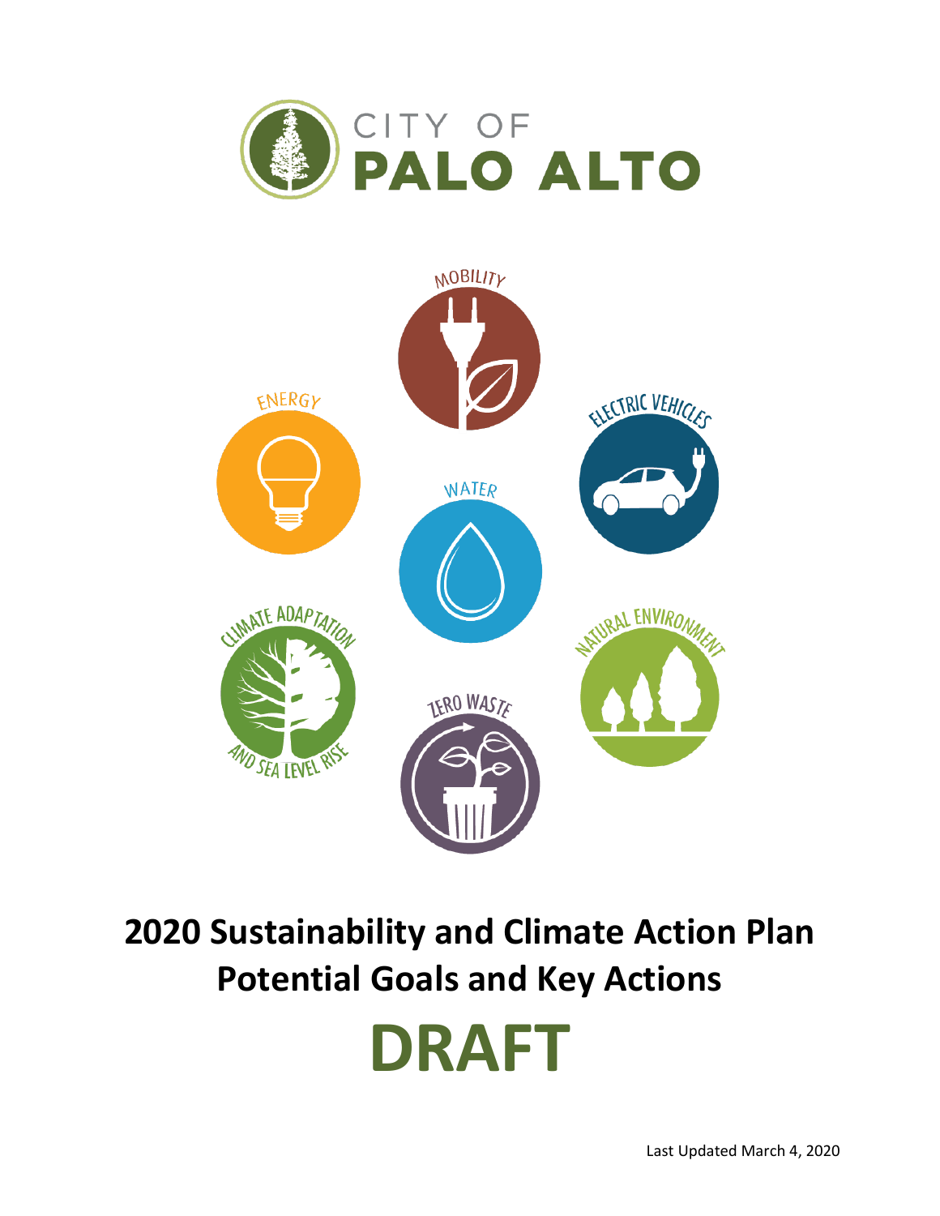CITY OF
PALO ALTO

MOBILITY

ENERGY

ELECTRIC VEHICLES

WATER

CLIMATE ADAPTATION AND SEA LEVEL RISE

NATURAL ENVIRONMENT

ZERO WASTE

# 2020 Sustainability and Climate Action Plan Potential Goals and Key Actions

# DRAFT

Last Updated March 4, 2020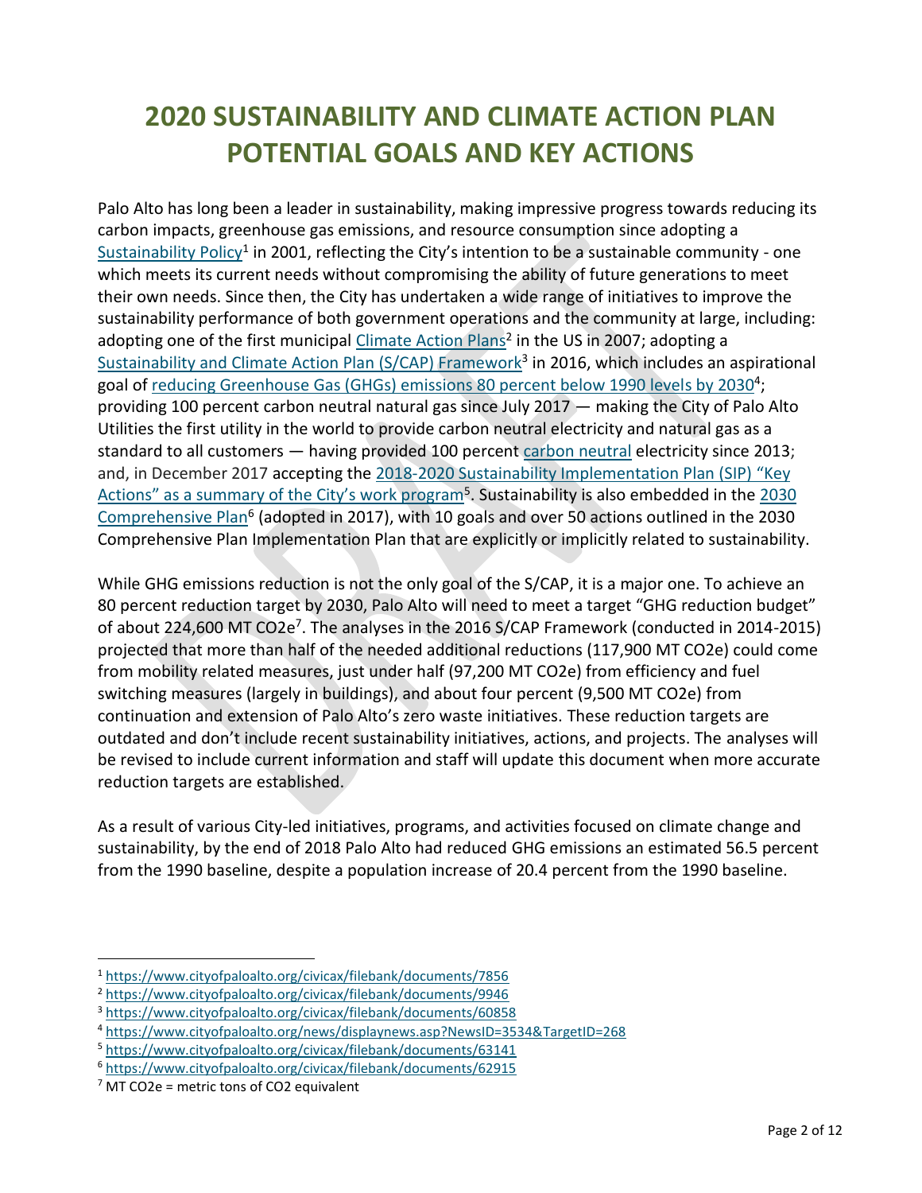# 2020 SUSTAINABILITY AND CLIMATE ACTION PLAN POTENTIAL GOALS AND KEY ACTIONS

Palo Alto has long been a leader in sustainability, making impressive progress towards reducing its carbon impacts, greenhouse gas emissions, and resource consumption since adopting a Sustainability Policy[1] in 2001, reflecting the City's intention to be a sustainable community - one which meets its current needs without compromising the ability of future generations to meet their own needs. Since then, the City has undertaken a wide range of initiatives to improve the sustainability performance of both government operations and the community at large, including: adopting one of the first municipal Climate Action Plans[2] in the US in 2007; adopting a Sustainability and Climate Action Plan (S/CAP) Framework[3] in 2016, which includes an aspirational goal of reducing Greenhouse Gas (GHGs) emissions 80 percent below 1990 levels by 2030[4]; providing 100 percent carbon neutral natural gas since July 2017 — making the City of Palo Alto Utilities the first utility in the world to provide carbon neutral electricity and natural gas as a standard to all customers — having provided 100 percent carbon neutral electricity since 2013; and, in December 2017 accepting the 2018-2020 Sustainability Implementation Plan (SIP) "Key Actions" as a summary of the City's work program[5]. Sustainability is also embedded in the 2030 Comprehensive Plan[6] (adopted in 2017), with 10 goals and over 50 actions outlined in the 2030 Comprehensive Plan Implementation Plan that are explicitly or implicitly related to sustainability.

While GHG emissions reduction is not the only goal of the S/CAP, it is a major one. To achieve an 80 percent reduction target by 2030, Palo Alto will need to meet a target "GHG reduction budget" of about 224,600 MT $CO_2e$[7]. The analyses in the 2016 S/CAP Framework (conducted in 2014-2015) projected that more than half of the needed additional reductions (117,900 MT $CO_2e$) could come from mobility related measures, just under half (97,200 MT $CO_2e$) from efficiency and fuel switching measures (largely in buildings), and about four percent (9,500 MT $CO_2e$) from continuation and extension of Palo Alto's zero waste initiatives. These reduction targets are outdated and don't include recent sustainability initiatives, actions, and projects. The analyses will be revised to include current information and staff will update this document when more accurate reduction targets are established.

As a result of various City-led initiatives, programs, and activities focused on climate change and sustainability, by the end of 2018 Palo Alto had reduced GHG emissions an estimated 56.5 percent from the 1990 baseline, despite a population increase of 20.4 percent from the 1990 baseline.

---

[1] https://www.cityofpaloalto.org/civicax/filebank/documents/7856

[2] https://www.cityofpaloalto.org/civicax/filebank/documents/9946

[3] https://www.cityofpaloalto.org/civicax/filebank/documents/60858

[4] https://www.cityofpaloalto.org/news/displaynews.asp?NewsID=3534&TargetID=268

[5] https://www.cityofpaloalto.org/civicax/filebank/documents/63141

[6] https://www.cityofpaloalto.org/civicax/filebank/documents/62915

[7] MT $CO_2e$ = metric tons of $CO_2$ equivalent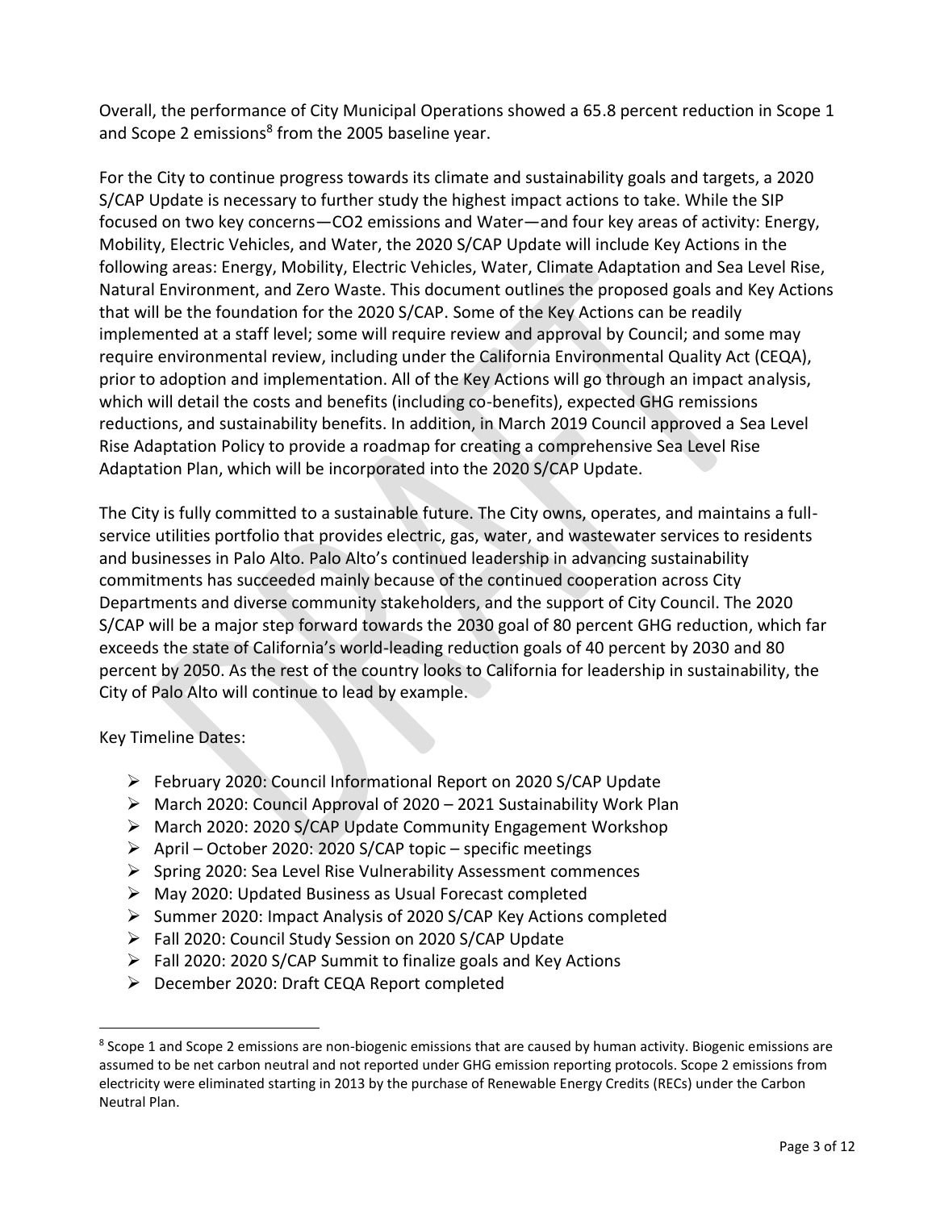Overall, the performance of City Municipal Operations showed a 65.8 percent reduction in Scope 1 and Scope 2 emissions[8] from the 2005 baseline year.

For the City to continue progress towards its climate and sustainability goals and targets, a 2020 S/CAP Update is necessary to further study the highest impact actions to take. While the SIP focused on two key concerns—CO2 emissions and Water—and four key areas of activity: Energy, Mobility, Electric Vehicles, and Water, the 2020 S/CAP Update will include Key Actions in the following areas: Energy, Mobility, Electric Vehicles, Water, Climate Adaptation and Sea Level Rise, Natural Environment, and Zero Waste. This document outlines the proposed goals and Key Actions that will be the foundation for the 2020 S/CAP. Some of the Key Actions can be readily implemented at a staff level; some will require review and approval by Council; and some may require environmental review, including under the California Environmental Quality Act (CEQA), prior to adoption and implementation. All of the Key Actions will go through an impact analysis, which will detail the costs and benefits (including co-benefits), expected GHG remissions reductions, and sustainability benefits. In addition, in March 2019 Council approved a Sea Level Rise Adaptation Policy to provide a roadmap for creating a comprehensive Sea Level Rise Adaptation Plan, which will be incorporated into the 2020 S/CAP Update.

The City is fully committed to a sustainable future. The City owns, operates, and maintains a full-service utilities portfolio that provides electric, gas, water, and wastewater services to residents and businesses in Palo Alto. Palo Alto's continued leadership in advancing sustainability commitments has succeeded mainly because of the continued cooperation across City Departments and diverse community stakeholders, and the support of City Council. The 2020 S/CAP will be a major step forward towards the 2030 goal of 80 percent GHG reduction, which far exceeds the state of California's world-leading reduction goals of 40 percent by 2030 and 80 percent by 2050. As the rest of the country looks to California for leadership in sustainability, the City of Palo Alto will continue to lead by example.

Key Timeline Dates:

- February 2020: Council Informational Report on 2020 S/CAP Update
- March 2020: Council Approval of 2020 – 2021 Sustainability Work Plan
- March 2020: 2020 S/CAP Update Community Engagement Workshop
- April – October 2020: 2020 S/CAP topic – specific meetings
- Spring 2020: Sea Level Rise Vulnerability Assessment commences
- May 2020: Updated Business as Usual Forecast completed
- Summer 2020: Impact Analysis of 2020 S/CAP Key Actions completed
- Fall 2020: Council Study Session on 2020 S/CAP Update
- Fall 2020: 2020 S/CAP Summit to finalize goals and Key Actions
- December 2020: Draft CEQA Report completed

---

[8] Scope 1 and Scope 2 emissions are non-biogenic emissions that are caused by human activity. Biogenic emissions are assumed to be net carbon neutral and not reported under GHG emission reporting protocols. Scope 2 emissions from electricity were eliminated starting in 2013 by the purchase of Renewable Energy Credits (RECs) under the Carbon Neutral Plan.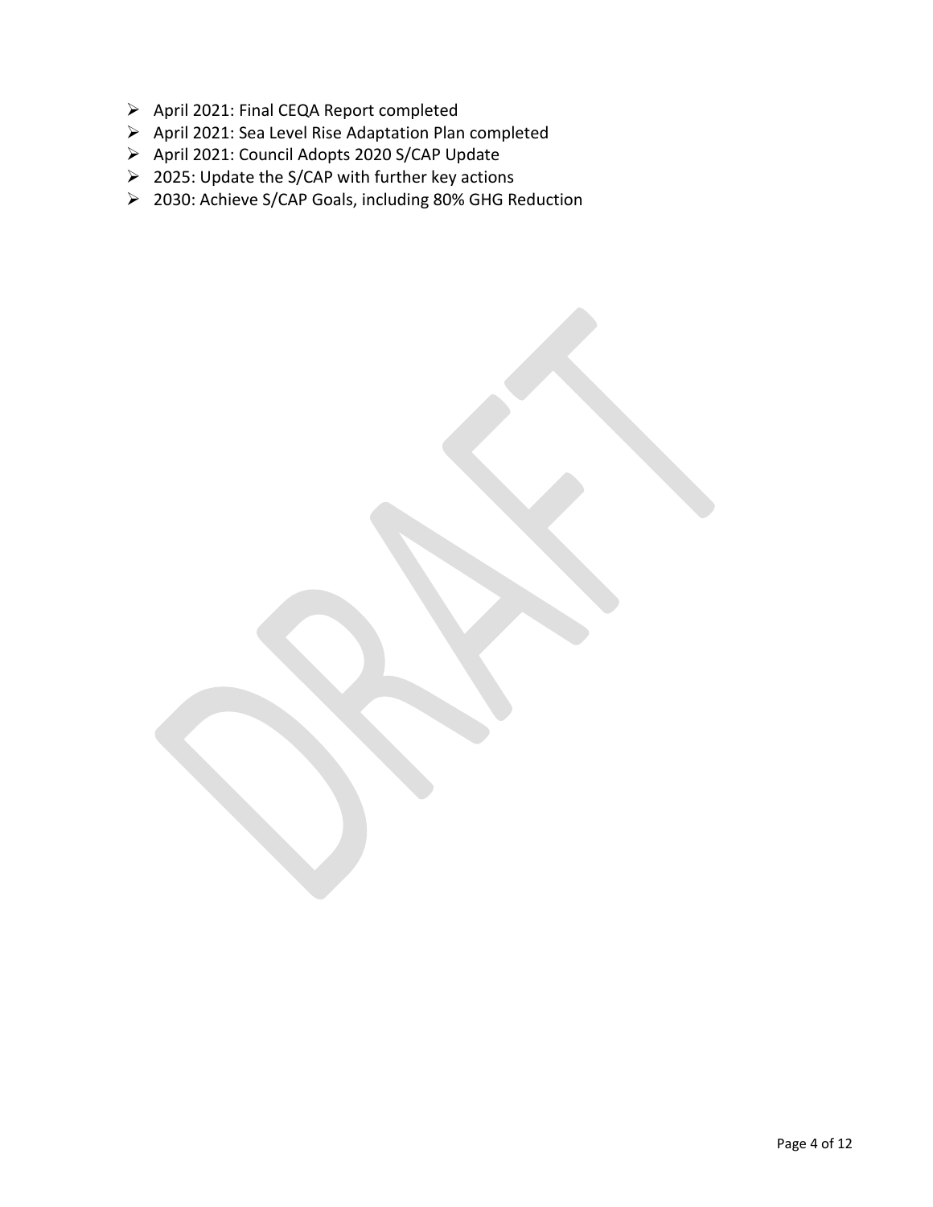- April 2021: Final CEQA Report completed
- April 2021: Sea Level Rise Adaptation Plan completed
- April 2021: Council Adopts 2020 S/CAP Update
- 2025: Update the S/CAP with further key actions
- 2030: Achieve S/CAP Goals, including 80% GHG Reduction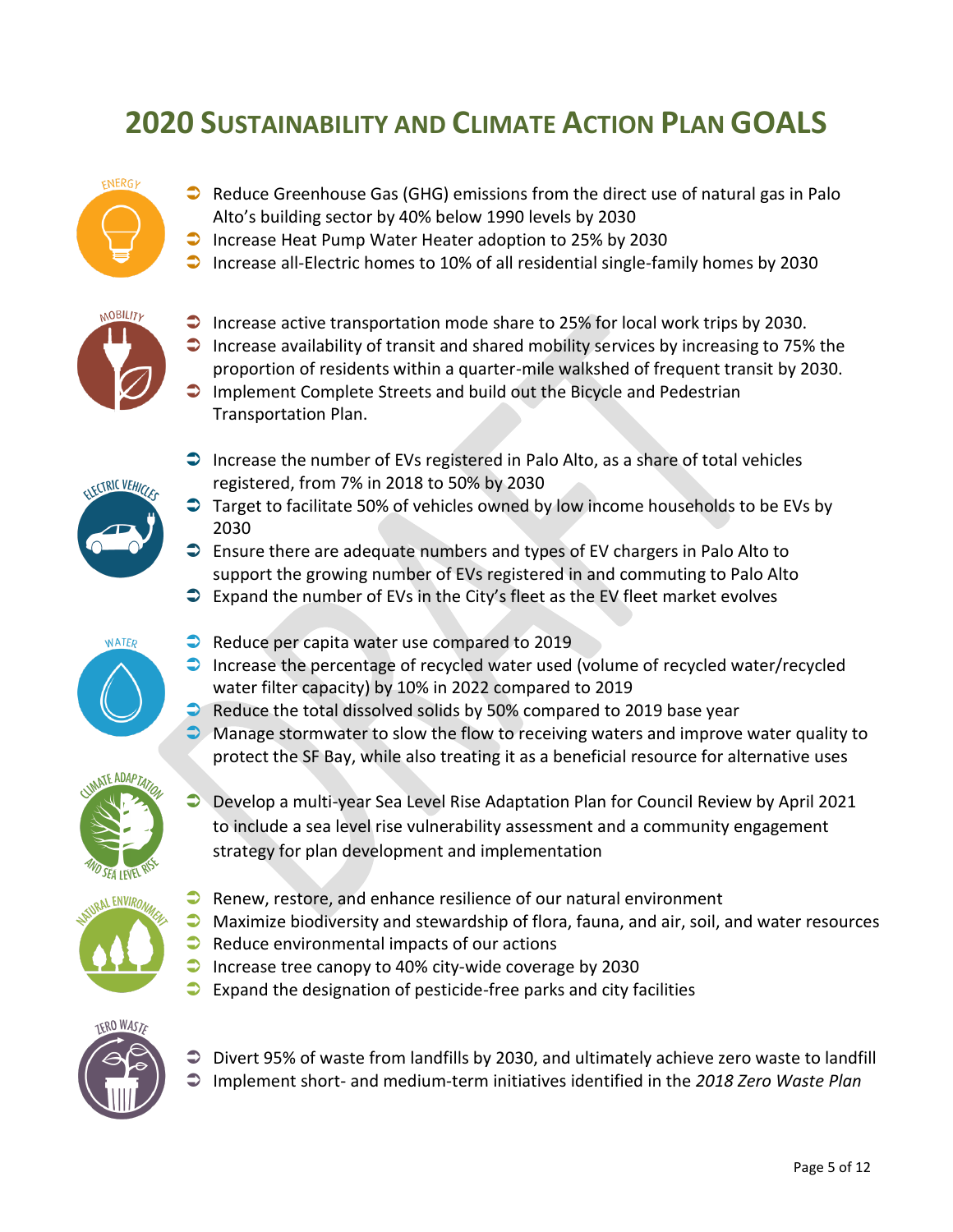# 2020 Sustainability and Climate Action Plan GOALS

ENERGY

- Reduce Greenhouse Gas (GHG) emissions from the direct use of natural gas in Palo Alto's building sector by 40% below 1990 levels by 2030
- Increase Heat Pump Water Heater adoption to 25% by 2030
- Increase all-Electric homes to 10% of all residential single-family homes by 2030

MOBILITY

- Increase active transportation mode share to 25% for local work trips by 2030.
- Increase availability of transit and shared mobility services by increasing to 75% the proportion of residents within a quarter-mile walkshed of frequent transit by 2030.
- Implement Complete Streets and build out the Bicycle and Pedestrian Transportation Plan.

ELECTRIC VEHICLES

- Increase the number of EVs registered in Palo Alto, as a share of total vehicles registered, from 7% in 2018 to 50% by 2030
- Target to facilitate 50% of vehicles owned by low income households to be EVs by 2030
- Ensure there are adequate numbers and types of EV chargers in Palo Alto to support the growing number of EVs registered in and commuting to Palo Alto
- Expand the number of EVs in the City's fleet as the EV fleet market evolves

WATER

- Reduce per capita water use compared to 2019
- Increase the percentage of recycled water used (volume of recycled water/recycled water filter capacity) by 10% in 2022 compared to 2019
- Reduce the total dissolved solids by 50% compared to 2019 base year
- Manage stormwater to slow the flow to receiving waters and improve water quality to protect the SF Bay, while also treating it as a beneficial resource for alternative uses

CLIMATE ADAPTATION AND SEA LEVEL RISE

- Develop a multi-year Sea Level Rise Adaptation Plan for Council Review by April 2021 to include a sea level rise vulnerability assessment and a community engagement strategy for plan development and implementation

NATURAL ENVIRONMENT

- Renew, restore, and enhance resilience of our natural environment
- Maximize biodiversity and stewardship of flora, fauna, and air, soil, and water resources
- Reduce environmental impacts of our actions
- Increase tree canopy to 40% city-wide coverage by 2030
- Expand the designation of pesticide-free parks and city facilities

ZERO WASTE

- Divert 95% of waste from landfills by 2030, and ultimately achieve zero waste to landfill
- Implement short- and medium-term initiatives identified in the *2018 Zero Waste Plan*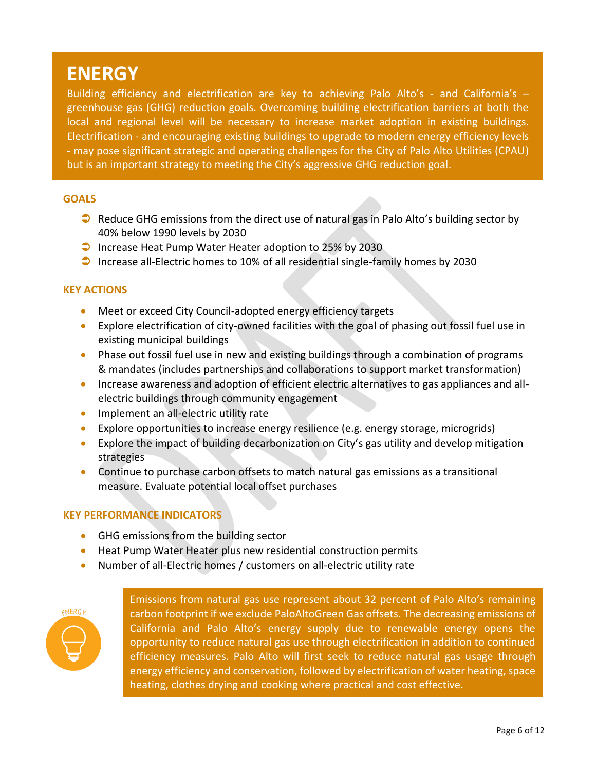# ENERGY

Building efficiency and electrification are key to achieving Palo Alto's - and California's – greenhouse gas (GHG) reduction goals. Overcoming building electrification barriers at both the local and regional level will be necessary to increase market adoption in existing buildings. Electrification - and encouraging existing buildings to upgrade to modern energy efficiency levels - may pose significant strategic and operating challenges for the City of Palo Alto Utilities (CPAU) but is an important strategy to meeting the City's aggressive GHG reduction goal.

## GOALS

- Reduce GHG emissions from the direct use of natural gas in Palo Alto's building sector by 40% below 1990 levels by 2030
- Increase Heat Pump Water Heater adoption to 25% by 2030
- Increase all-Electric homes to 10% of all residential single-family homes by 2030

## KEY ACTIONS

- Meet or exceed City Council-adopted energy efficiency targets
- Explore electrification of city-owned facilities with the goal of phasing out fossil fuel use in existing municipal buildings
- Phase out fossil fuel use in new and existing buildings through a combination of programs & mandates (includes partnerships and collaborations to support market transformation)
- Increase awareness and adoption of efficient electric alternatives to gas appliances and all-electric buildings through community engagement
- Implement an all-electric utility rate
- Explore opportunities to increase energy resilience (e.g. energy storage, microgrids)
- Explore the impact of building decarbonization on City's gas utility and develop mitigation strategies
- Continue to purchase carbon offsets to match natural gas emissions as a transitional measure. Evaluate potential local offset purchases

## KEY PERFORMANCE INDICATORS

- GHG emissions from the building sector
- Heat Pump Water Heater plus new residential construction permits
- Number of all-Electric homes / customers on all-electric utility rate

Emissions from natural gas use represent about 32 percent of Palo Alto's remaining carbon footprint if we exclude PaloAltoGreen Gas offsets. The decreasing emissions of California and Palo Alto's energy supply due to renewable energy opens the opportunity to reduce natural gas use through electrification in addition to continued efficiency measures. Palo Alto will first seek to reduce natural gas usage through energy efficiency and conservation, followed by electrification of water heating, space heating, clothes drying and cooking where practical and cost effective.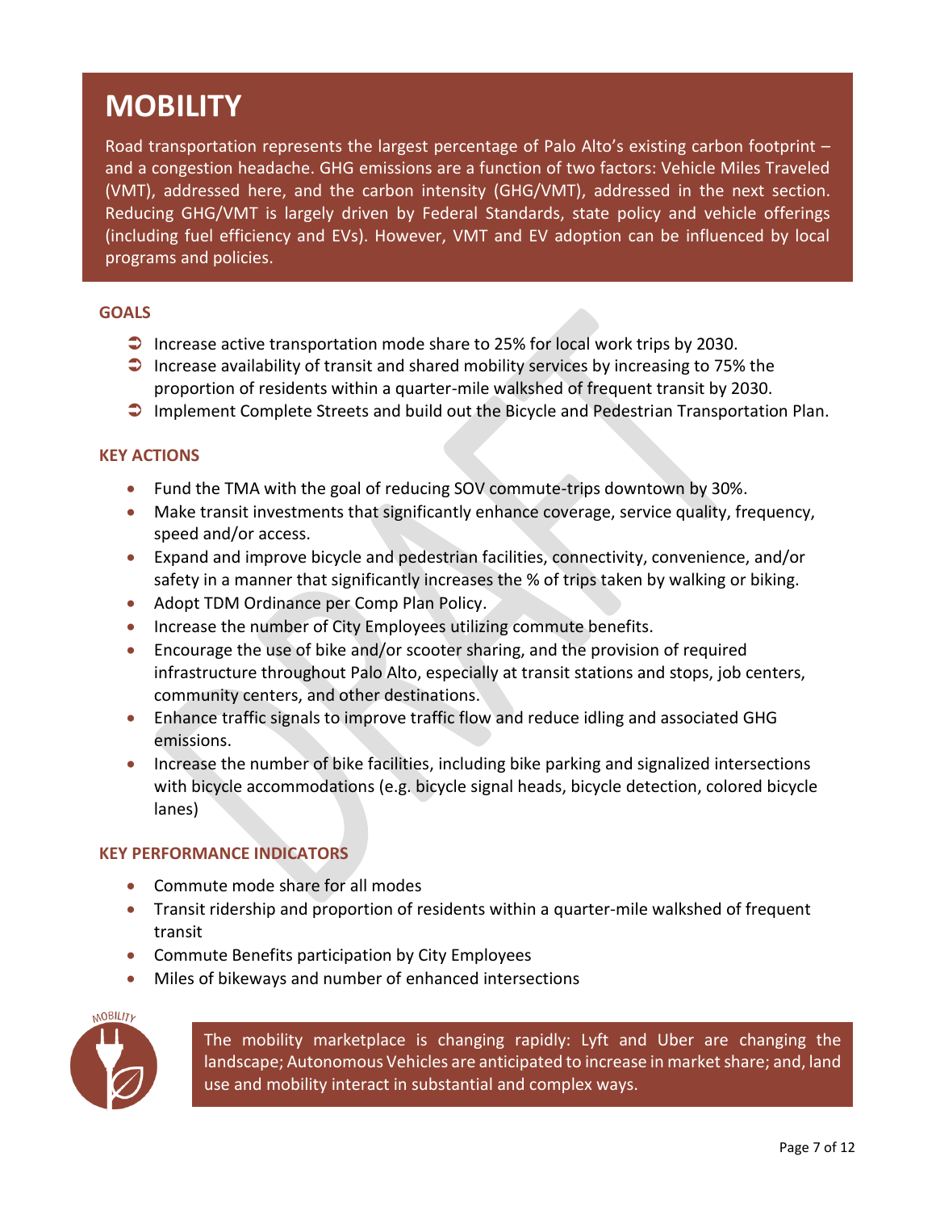# MOBILITY

Road transportation represents the largest percentage of Palo Alto's existing carbon footprint – and a congestion headache. GHG emissions are a function of two factors: Vehicle Miles Traveled (VMT), addressed here, and the carbon intensity (GHG/VMT), addressed in the next section. Reducing GHG/VMT is largely driven by Federal Standards, state policy and vehicle offerings (including fuel efficiency and EVs). However, VMT and EV adoption can be influenced by local programs and policies.

### GOALS

- Increase active transportation mode share to 25% for local work trips by 2030.
- Increase availability of transit and shared mobility services by increasing to 75% the proportion of residents within a quarter-mile walkshed of frequent transit by 2030.
- Implement Complete Streets and build out the Bicycle and Pedestrian Transportation Plan.

### KEY ACTIONS

- Fund the TMA with the goal of reducing SOV commute-trips downtown by 30%.
- Make transit investments that significantly enhance coverage, service quality, frequency, speed and/or access.
- Expand and improve bicycle and pedestrian facilities, connectivity, convenience, and/or safety in a manner that significantly increases the % of trips taken by walking or biking.
- Adopt TDM Ordinance per Comp Plan Policy.
- Increase the number of City Employees utilizing commute benefits.
- Encourage the use of bike and/or scooter sharing, and the provision of required infrastructure throughout Palo Alto, especially at transit stations and stops, job centers, community centers, and other destinations.
- Enhance traffic signals to improve traffic flow and reduce idling and associated GHG emissions.
- Increase the number of bike facilities, including bike parking and signalized intersections with bicycle accommodations (e.g. bicycle signal heads, bicycle detection, colored bicycle lanes)

### KEY PERFORMANCE INDICATORS

- Commute mode share for all modes
- Transit ridership and proportion of residents within a quarter-mile walkshed of frequent transit
- Commute Benefits participation by City Employees
- Miles of bikeways and number of enhanced intersections

MOBILITY

The mobility marketplace is changing rapidly: Lyft and Uber are changing the landscape; Autonomous Vehicles are anticipated to increase in market share; and, land use and mobility interact in substantial and complex ways.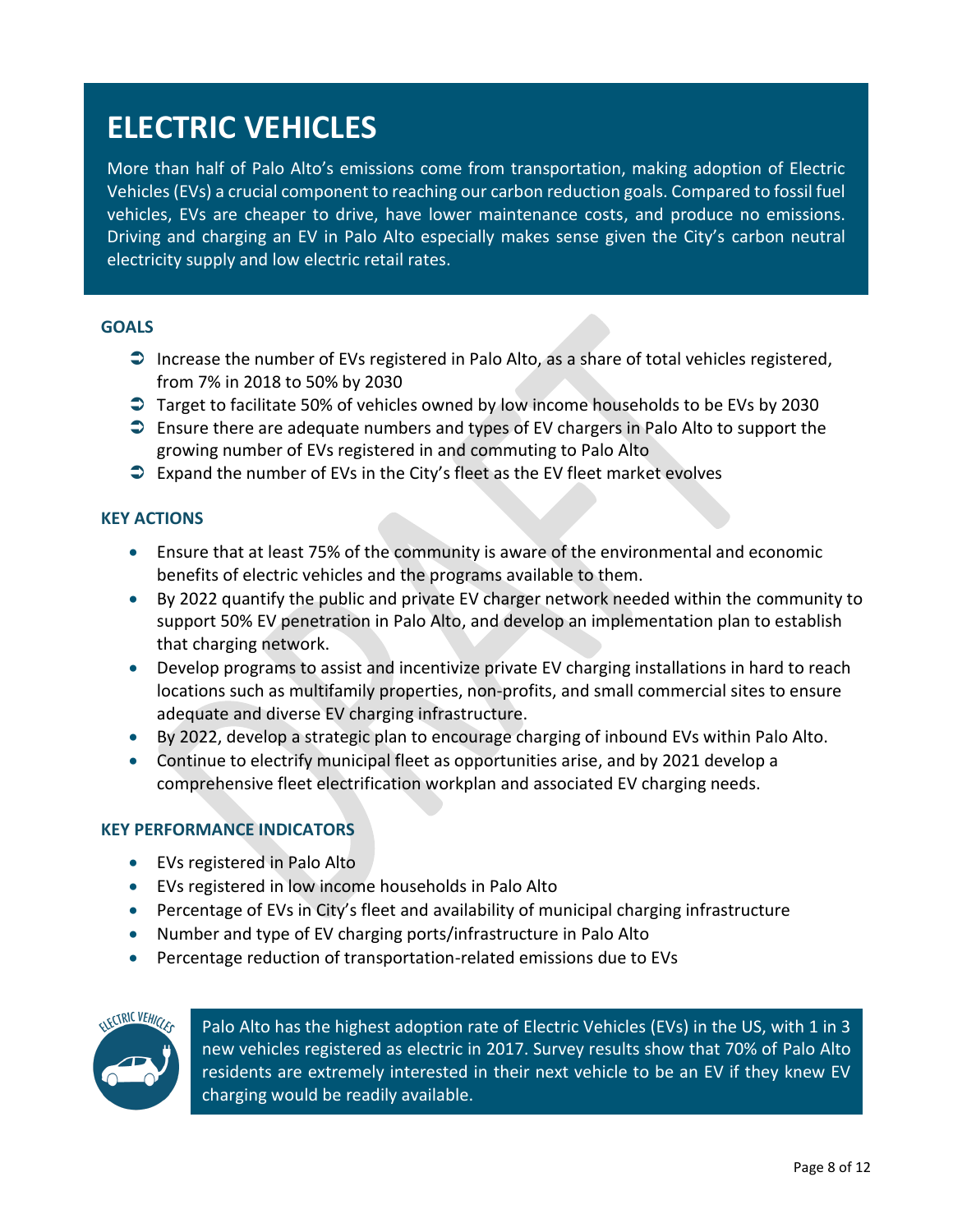# ELECTRIC VEHICLES

More than half of Palo Alto's emissions come from transportation, making adoption of Electric Vehicles (EVs) a crucial component to reaching our carbon reduction goals. Compared to fossil fuel vehicles, EVs are cheaper to drive, have lower maintenance costs, and produce no emissions. Driving and charging an EV in Palo Alto especially makes sense given the City's carbon neutral electricity supply and low electric retail rates.

## GOALS

- Increase the number of EVs registered in Palo Alto, as a share of total vehicles registered, from 7% in 2018 to 50% by 2030
- Target to facilitate 50% of vehicles owned by low income households to be EVs by 2030
- Ensure there are adequate numbers and types of EV chargers in Palo Alto to support the growing number of EVs registered in and commuting to Palo Alto
- Expand the number of EVs in the City's fleet as the EV fleet market evolves

## KEY ACTIONS

- Ensure that at least 75% of the community is aware of the environmental and economic benefits of electric vehicles and the programs available to them.
- By 2022 quantify the public and private EV charger network needed within the community to support 50% EV penetration in Palo Alto, and develop an implementation plan to establish that charging network.
- Develop programs to assist and incentivize private EV charging installations in hard to reach locations such as multifamily properties, non-profits, and small commercial sites to ensure adequate and diverse EV charging infrastructure.
- By 2022, develop a strategic plan to encourage charging of inbound EVs within Palo Alto.
- Continue to electrify municipal fleet as opportunities arise, and by 2021 develop a comprehensive fleet electrification workplan and associated EV charging needs.

## KEY PERFORMANCE INDICATORS

- EVs registered in Palo Alto
- EVs registered in low income households in Palo Alto
- Percentage of EVs in City's fleet and availability of municipal charging infrastructure
- Number and type of EV charging ports/infrastructure in Palo Alto
- Percentage reduction of transportation-related emissions due to EVs

ELECTRIC VEHICLES

Palo Alto has the highest adoption rate of Electric Vehicles (EVs) in the US, with 1 in 3 new vehicles registered as electric in 2017. Survey results show that 70% of Palo Alto residents are extremely interested in their next vehicle to be an EV if they knew EV charging would be readily available.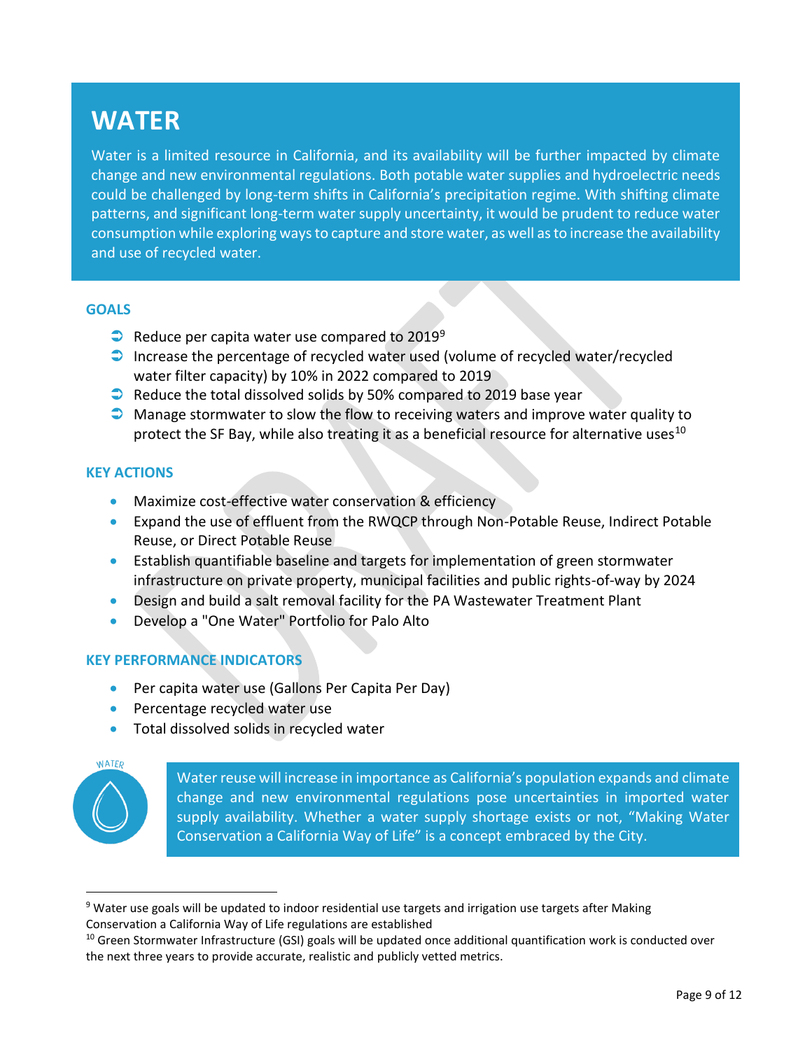# WATER

Water is a limited resource in California, and its availability will be further impacted by climate change and new environmental regulations. Both potable water supplies and hydroelectric needs could be challenged by long-term shifts in California's precipitation regime. With shifting climate patterns, and significant long-term water supply uncertainty, it would be prudent to reduce water consumption while exploring ways to capture and store water, as well as to increase the availability and use of recycled water.

## GOALS

- Reduce per capita water use compared to 2019[9]
- Increase the percentage of recycled water used (volume of recycled water/recycled water filter capacity) by 10% in 2022 compared to 2019
- Reduce the total dissolved solids by 50% compared to 2019 base year
- Manage stormwater to slow the flow to receiving waters and improve water quality to protect the SF Bay, while also treating it as a beneficial resource for alternative uses[10]

## KEY ACTIONS

- Maximize cost-effective water conservation & efficiency
- Expand the use of effluent from the RWQCP through Non-Potable Reuse, Indirect Potable Reuse, or Direct Potable Reuse
- Establish quantifiable baseline and targets for implementation of green stormwater infrastructure on private property, municipal facilities and public rights-of-way by 2024
- Design and build a salt removal facility for the PA Wastewater Treatment Plant
- Develop a "One Water" Portfolio for Palo Alto

## KEY PERFORMANCE INDICATORS

- Per capita water use (Gallons Per Capita Per Day)
- Percentage recycled water use
- Total dissolved solids in recycled water

WATER

Water reuse will increase in importance as California's population expands and climate change and new environmental regulations pose uncertainties in imported water supply availability. Whether a water supply shortage exists or not, "Making Water Conservation a California Way of Life" is a concept embraced by the City.

---

[9] Water use goals will be updated to indoor residential use targets and irrigation use targets after Making Conservation a California Way of Life regulations are established

[10] Green Stormwater Infrastructure (GSI) goals will be updated once additional quantification work is conducted over the next three years to provide accurate, realistic and publicly vetted metrics.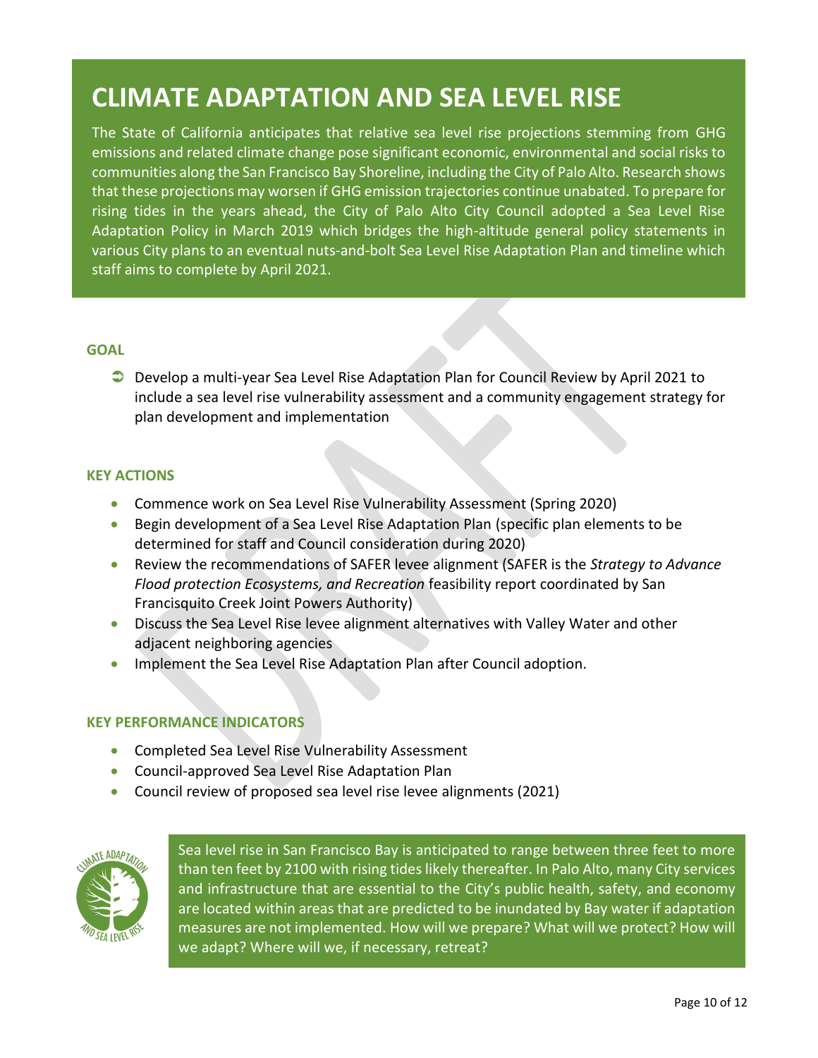# CLIMATE ADAPTATION AND SEA LEVEL RISE

The State of California anticipates that relative sea level rise projections stemming from GHG emissions and related climate change pose significant economic, environmental and social risks to communities along the San Francisco Bay Shoreline, including the City of Palo Alto. Research shows that these projections may worsen if GHG emission trajectories continue unabated. To prepare for rising tides in the years ahead, the City of Palo Alto City Council adopted a Sea Level Rise Adaptation Policy in March 2019 which bridges the high-altitude general policy statements in various City plans to an eventual nuts-and-bolt Sea Level Rise Adaptation Plan and timeline which staff aims to complete by April 2021.

### GOAL

- Develop a multi-year Sea Level Rise Adaptation Plan for Council Review by April 2021 to include a sea level rise vulnerability assessment and a community engagement strategy for plan development and implementation

### KEY ACTIONS

- Commence work on Sea Level Rise Vulnerability Assessment (Spring 2020)
- Begin development of a Sea Level Rise Adaptation Plan (specific plan elements to be determined for staff and Council consideration during 2020)
- Review the recommendations of SAFER levee alignment (SAFER is the *Strategy to Advance Flood protection Ecosystems, and Recreation* feasibility report coordinated by San Francisquito Creek Joint Powers Authority)
- Discuss the Sea Level Rise levee alignment alternatives with Valley Water and other adjacent neighboring agencies
- Implement the Sea Level Rise Adaptation Plan after Council adoption.

### KEY PERFORMANCE INDICATORS

- Completed Sea Level Rise Vulnerability Assessment
- Council-approved Sea Level Rise Adaptation Plan
- Council review of proposed sea level rise levee alignments (2021)

Sea level rise in San Francisco Bay is anticipated to range between three feet to more than ten feet by 2100 with rising tides likely thereafter. In Palo Alto, many City services and infrastructure that are essential to the City's public health, safety, and economy are located within areas that are predicted to be inundated by Bay water if adaptation measures are not implemented. How will we prepare? What will we protect? How will we adapt? Where will we, if necessary, retreat?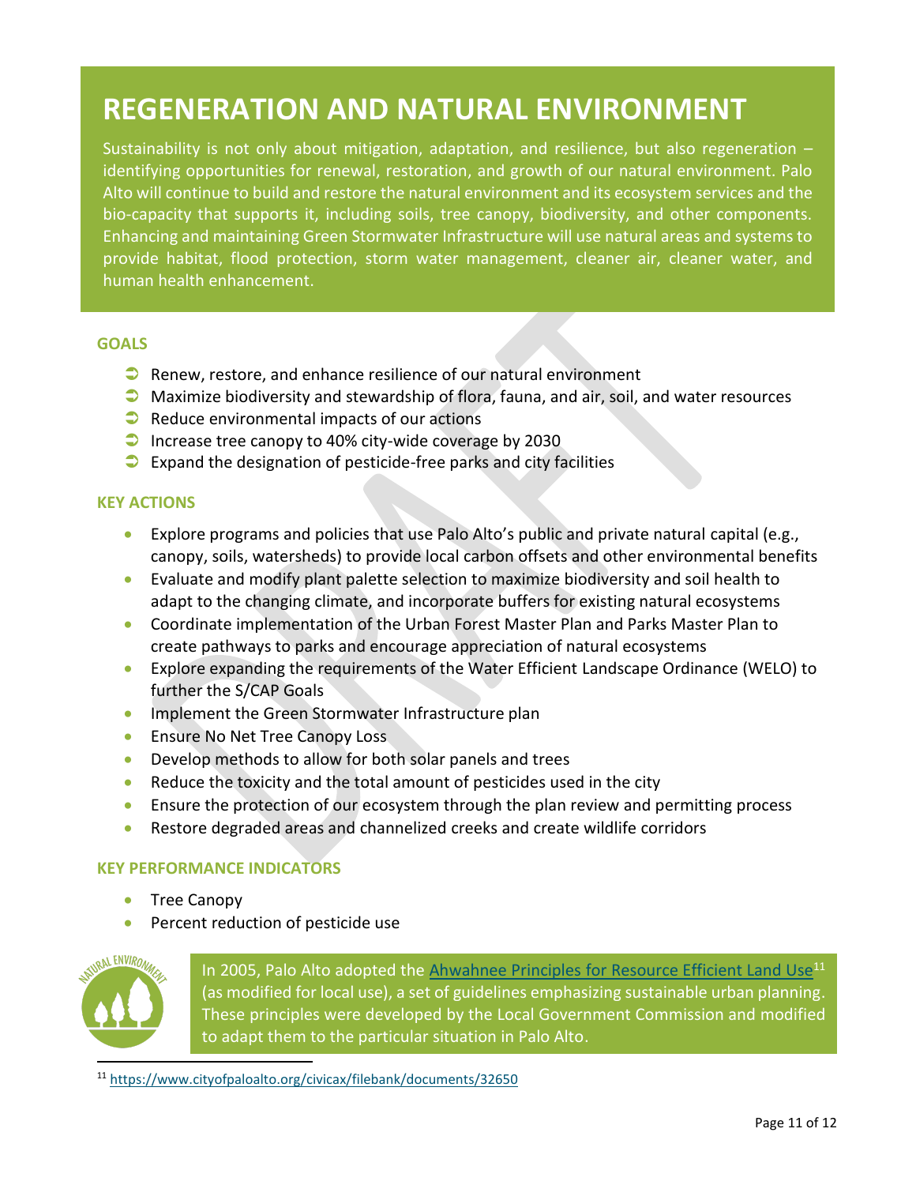# REGENERATION AND NATURAL ENVIRONMENT

Sustainability is not only about mitigation, adaptation, and resilience, but also regeneration – identifying opportunities for renewal, restoration, and growth of our natural environment. Palo Alto will continue to build and restore the natural environment and its ecosystem services and the bio-capacity that supports it, including soils, tree canopy, biodiversity, and other components. Enhancing and maintaining Green Stormwater Infrastructure will use natural areas and systems to provide habitat, flood protection, storm water management, cleaner air, cleaner water, and human health enhancement.

### GOALS

- Renew, restore, and enhance resilience of our natural environment
- Maximize biodiversity and stewardship of flora, fauna, and air, soil, and water resources
- Reduce environmental impacts of our actions
- Increase tree canopy to 40% city-wide coverage by 2030
- Expand the designation of pesticide-free parks and city facilities

### KEY ACTIONS

- Explore programs and policies that use Palo Alto's public and private natural capital (e.g., canopy, soils, watersheds) to provide local carbon offsets and other environmental benefits
- Evaluate and modify plant palette selection to maximize biodiversity and soil health to adapt to the changing climate, and incorporate buffers for existing natural ecosystems
- Coordinate implementation of the Urban Forest Master Plan and Parks Master Plan to create pathways to parks and encourage appreciation of natural ecosystems
- Explore expanding the requirements of the Water Efficient Landscape Ordinance (WELO) to further the S/CAP Goals
- Implement the Green Stormwater Infrastructure plan
- Ensure No Net Tree Canopy Loss
- Develop methods to allow for both solar panels and trees
- Reduce the toxicity and the total amount of pesticides used in the city
- Ensure the protection of our ecosystem through the plan review and permitting process
- Restore degraded areas and channelized creeks and create wildlife corridors

### KEY PERFORMANCE INDICATORS

- Tree Canopy
- Percent reduction of pesticide use

In 2005, Palo Alto adopted the Ahwahnee Principles for Resource Efficient Land Use[11] (as modified for local use), a set of guidelines emphasizing sustainable urban planning. These principles were developed by the Local Government Commission and modified to adapt them to the particular situation in Palo Alto.

[11] https://www.cityofpaloalto.org/civicax/filebank/documents/32650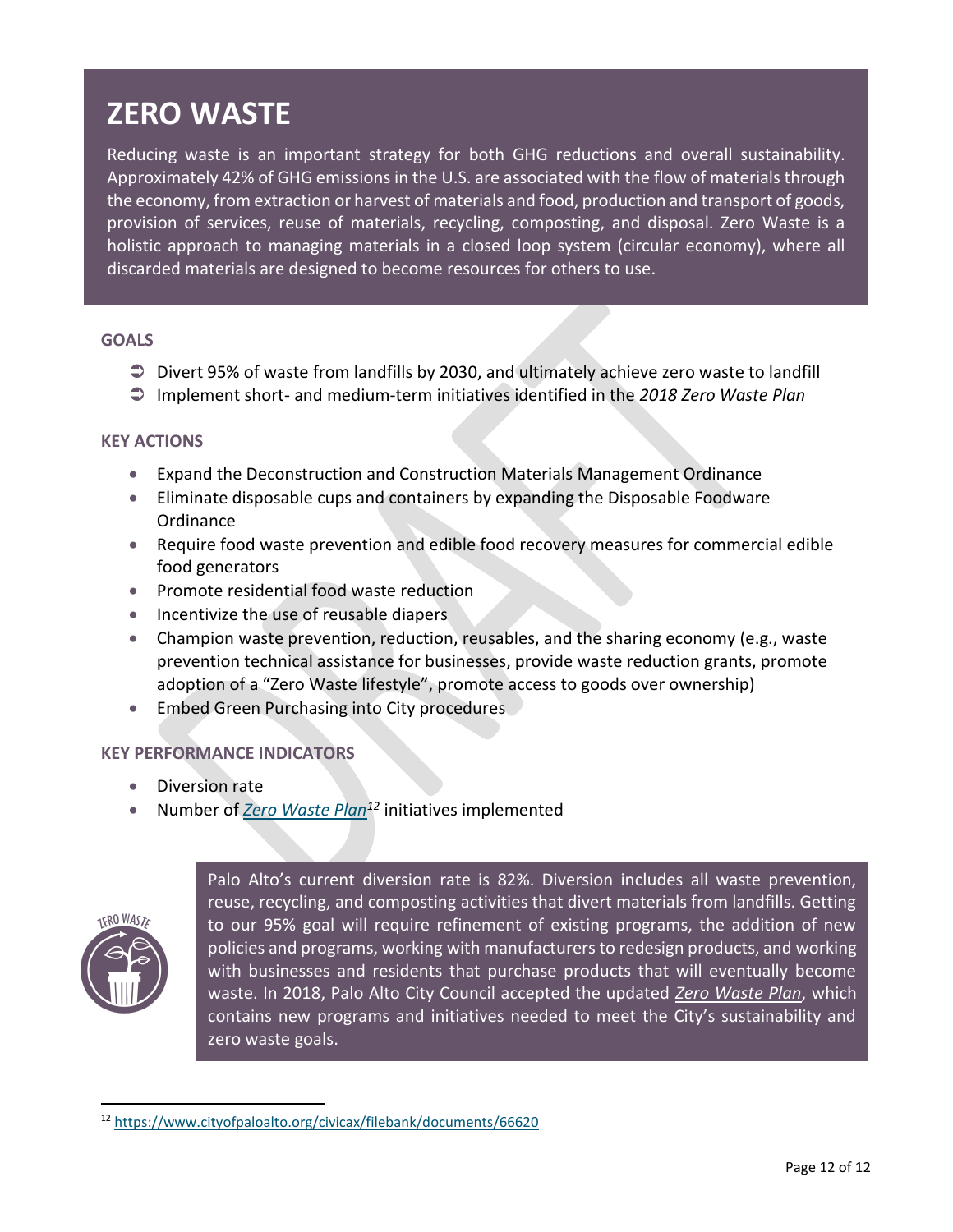# ZERO WASTE

Reducing waste is an important strategy for both GHG reductions and overall sustainability. Approximately 42% of GHG emissions in the U.S. are associated with the flow of materials through the economy, from extraction or harvest of materials and food, production and transport of goods, provision of services, reuse of materials, recycling, composting, and disposal. Zero Waste is a holistic approach to managing materials in a closed loop system (circular economy), where all discarded materials are designed to become resources for others to use.

### GOALS

- Divert 95% of waste from landfills by 2030, and ultimately achieve zero waste to landfill
- Implement short- and medium-term initiatives identified in the *2018 Zero Waste Plan*

### KEY ACTIONS

- Expand the Deconstruction and Construction Materials Management Ordinance
- Eliminate disposable cups and containers by expanding the Disposable Foodware Ordinance
- Require food waste prevention and edible food recovery measures for commercial edible food generators
- Promote residential food waste reduction
- Incentivize the use of reusable diapers
- Champion waste prevention, reduction, reusables, and the sharing economy (e.g., waste prevention technical assistance for businesses, provide waste reduction grants, promote adoption of a "Zero Waste lifestyle", promote access to goods over ownership)
- Embed Green Purchasing into City procedures

### KEY PERFORMANCE INDICATORS

- Diversion rate
- Number of *Zero Waste Plan*[12] initiatives implemented

ZERO WASTE

Palo Alto's current diversion rate is 82%. Diversion includes all waste prevention, reuse, recycling, and composting activities that divert materials from landfills. Getting to our 95% goal will require refinement of existing programs, the addition of new policies and programs, working with manufacturers to redesign products, and working with businesses and residents that purchase products that will eventually become waste. In 2018, Palo Alto City Council accepted the updated *Zero Waste Plan*, which contains new programs and initiatives needed to meet the City's sustainability and zero waste goals.

---

[12] https://www.cityofpaloalto.org/civicax/filebank/documents/66620